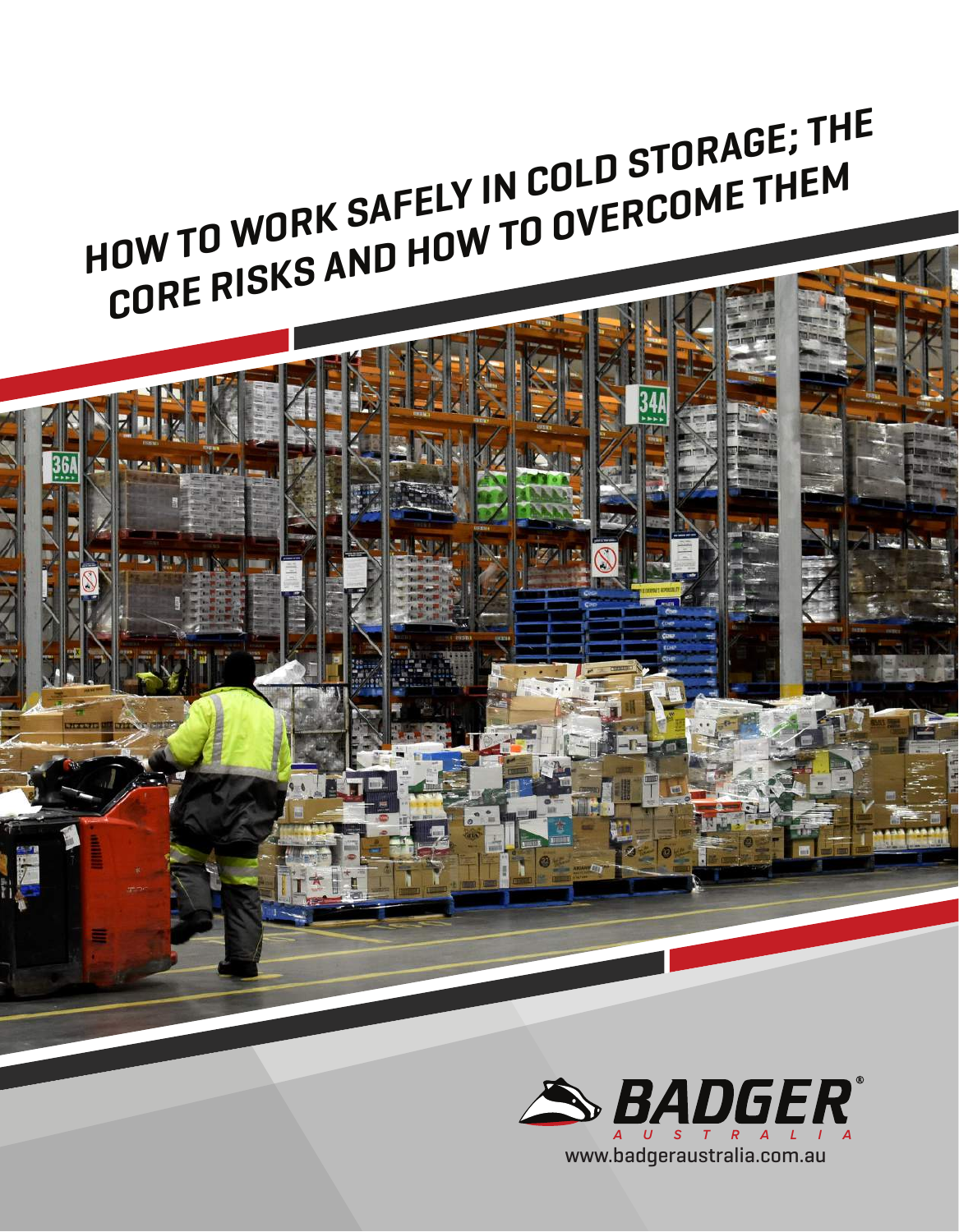# HOW TO WORK SAFELY IN COLD STORAGE; THE CORE RISKS AND HOW TO OVERCOME THEM

BADGER®
AUSTRALIA
www.badgeraustralia.com.au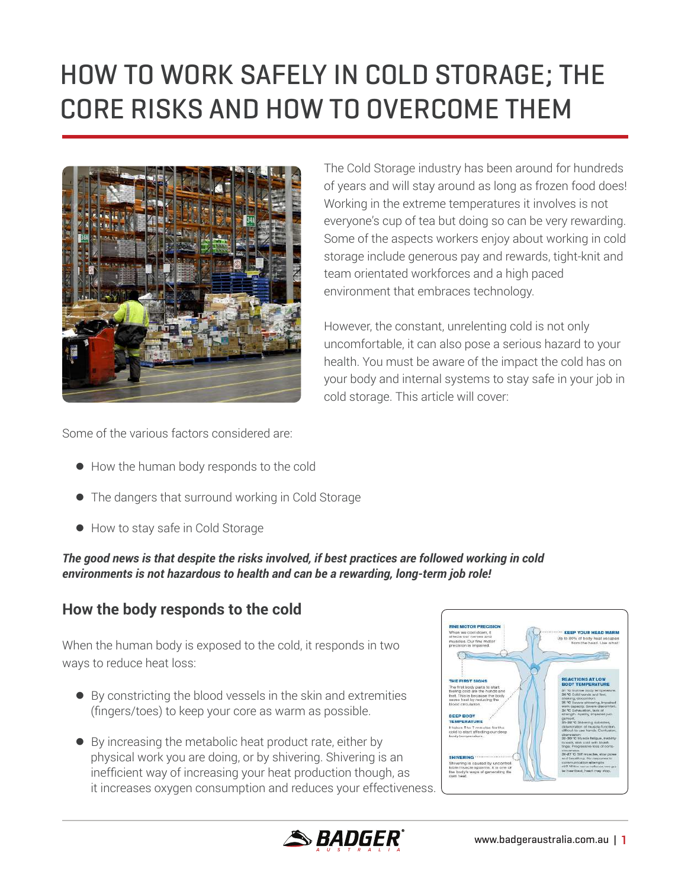# HOW TO WORK SAFELY IN COLD STORAGE; THE CORE RISKS AND HOW TO OVERCOME THEM

The Cold Storage industry has been around for hundreds of years and will stay around as long as frozen food does! Working in the extreme temperatures it involves is not everyone's cup of tea but doing so can be very rewarding. Some of the aspects workers enjoy about working in cold storage include generous pay and rewards, tight-knit and team orientated workforces and a high paced environment that embraces technology.

However, the constant, unrelenting cold is not only uncomfortable, it can also pose a serious hazard to your health. You must be aware of the impact the cold has on your body and internal systems to stay safe in your job in cold storage. This article will cover:

Some of the various factors considered are:

- How the human body responds to the cold
- The dangers that surround working in Cold Storage
- How to stay safe in Cold Storage

***The good news is that despite the risks involved, if best practices are followed working in cold environments is not hazardous to health and can be a rewarding, long-term job role!***

## How the body responds to the cold

When the human body is exposed to the cold, it responds in two ways to reduce heat loss:

- By constricting the blood vessels in the skin and extremities (fingers/toes) to keep your core as warm as possible.
- By increasing the metabolic heat product rate, either by physical work you are doing, or by shivering. Shivering is an inefficient way of increasing your heat production though, as it increases oxygen consumption and reduces your effectiveness.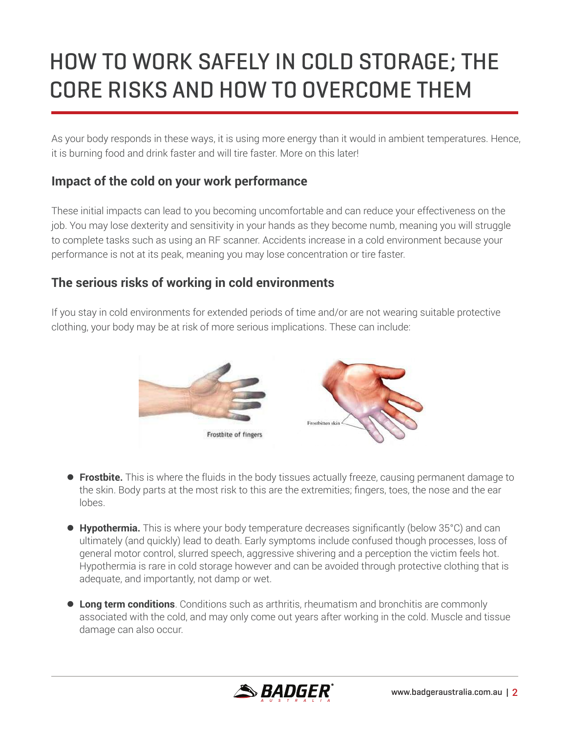# HOW TO WORK SAFELY IN COLD STORAGE; THE CORE RISKS AND HOW TO OVERCOME THEM

As your body responds in these ways, it is using more energy than it would in ambient temperatures. Hence, it is burning food and drink faster and will tire faster. More on this later!

### Impact of the cold on your work performance

These initial impacts can lead to you becoming uncomfortable and can reduce your effectiveness on the job. You may lose dexterity and sensitivity in your hands as they become numb, meaning you will struggle to complete tasks such as using an RF scanner. Accidents increase in a cold environment because your performance is not at its peak, meaning you may lose concentration or tire faster.

### The serious risks of working in cold environments

If you stay in cold environments for extended periods of time and/or are not wearing suitable protective clothing, your body may be at risk of more serious implications. These can include:

Frostbite of fingers

Frostbitten skin

- **Frostbite.** This is where the fluids in the body tissues actually freeze, causing permanent damage to the skin. Body parts at the most risk to this are the extremities; fingers, toes, the nose and the ear lobes.
- **Hypothermia.** This is where your body temperature decreases significantly (below 35°C) and can ultimately (and quickly) lead to death. Early symptoms include confused though processes, loss of general motor control, slurred speech, aggressive shivering and a perception the victim feels hot. Hypothermia is rare in cold storage however and can be avoided through protective clothing that is adequate, and importantly, not damp or wet.
- **Long term conditions**. Conditions such as arthritis, rheumatism and bronchitis are commonly associated with the cold, and may only come out years after working in the cold. Muscle and tissue damage can also occur.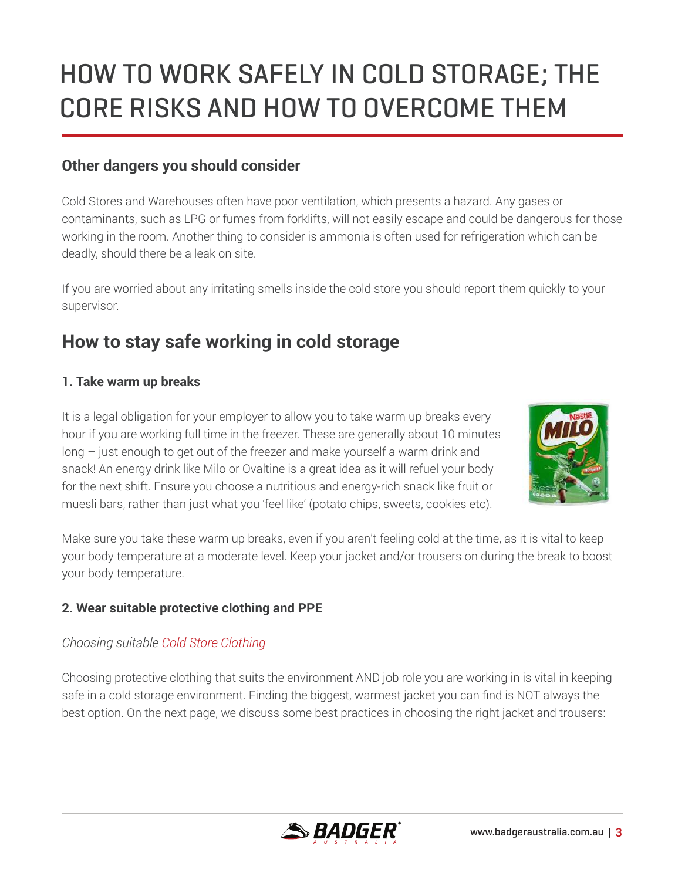# HOW TO WORK SAFELY IN COLD STORAGE; THE CORE RISKS AND HOW TO OVERCOME THEM

### Other dangers you should consider

Cold Stores and Warehouses often have poor ventilation, which presents a hazard. Any gases or contaminants, such as LPG or fumes from forklifts, will not easily escape and could be dangerous for those working in the room. Another thing to consider is ammonia is often used for refrigeration which can be deadly, should there be a leak on site.

If you are worried about any irritating smells inside the cold store you should report them quickly to your supervisor.

## How to stay safe working in cold storage

### 1. Take warm up breaks

It is a legal obligation for your employer to allow you to take warm up breaks every hour if you are working full time in the freezer. These are generally about 10 minutes long – just enough to get out of the freezer and make yourself a warm drink and snack! An energy drink like Milo or Ovaltine is a great idea as it will refuel your body for the next shift. Ensure you choose a nutritious and energy-rich snack like fruit or muesli bars, rather than just what you 'feel like' (potato chips, sweets, cookies etc).

Make sure you take these warm up breaks, even if you aren't feeling cold at the time, as it is vital to keep your body temperature at a moderate level. Keep your jacket and/or trousers on during the break to boost your body temperature.

### 2. Wear suitable protective clothing and PPE

*Choosing suitable Cold Store Clothing*

Choosing protective clothing that suits the environment AND job role you are working in is vital in keeping safe in a cold storage environment. Finding the biggest, warmest jacket you can find is NOT always the best option. On the next page, we discuss some best practices in choosing the right jacket and trousers: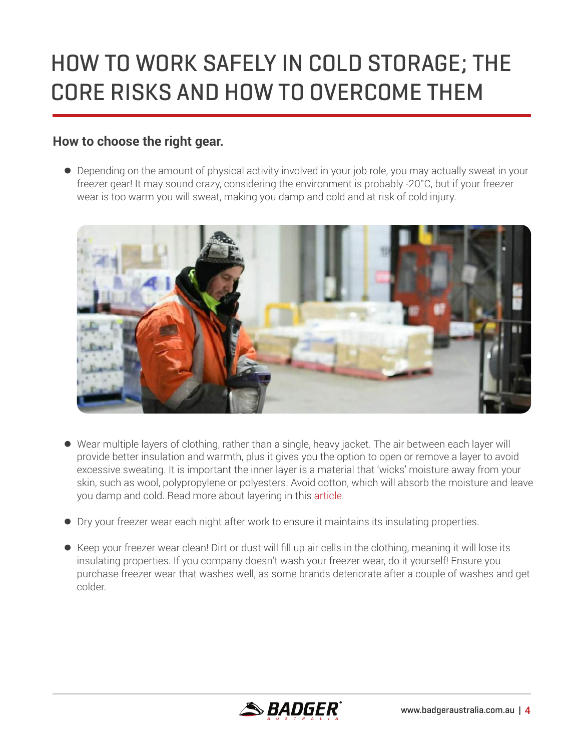# HOW TO WORK SAFELY IN COLD STORAGE; THE CORE RISKS AND HOW TO OVERCOME THEM

### How to choose the right gear.

- Depending on the amount of physical activity involved in your job role, you may actually sweat in your freezer gear! It may sound crazy, considering the environment is probably -20°C, but if your freezer wear is too warm you will sweat, making you damp and cold and at risk of cold injury.

- Wear multiple layers of clothing, rather than a single, heavy jacket. The air between each layer will provide better insulation and warmth, plus it gives you the option to open or remove a layer to avoid excessive sweating. It is important the inner layer is a material that 'wicks' moisture away from your skin, such as wool, polypropylene or polyesters. Avoid cotton, which will absorb the moisture and leave you damp and cold. Read more about layering in this article.

- Dry your freezer wear each night after work to ensure it maintains its insulating properties.

- Keep your freezer wear clean! Dirt or dust will fill up air cells in the clothing, meaning it will lose its insulating properties. If you company doesn't wash your freezer wear, do it yourself! Ensure you purchase freezer wear that washes well, as some brands deteriorate after a couple of washes and get colder.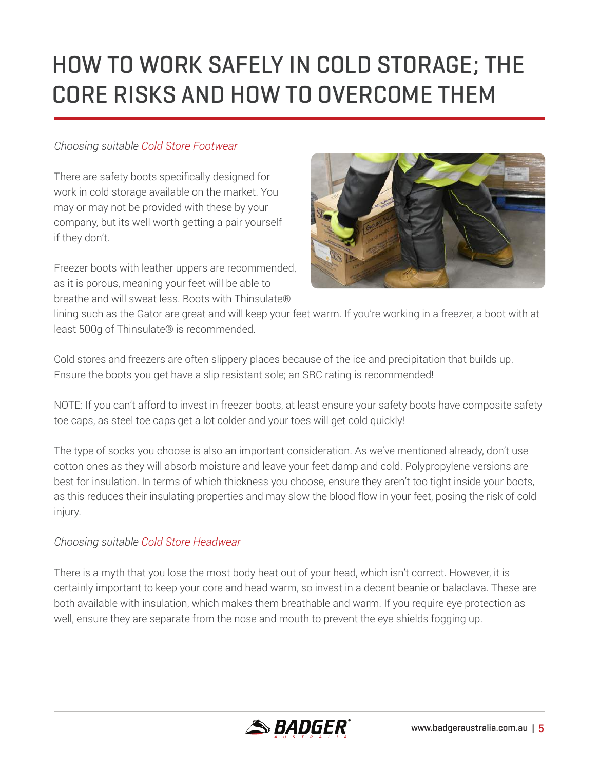# HOW TO WORK SAFELY IN COLD STORAGE; THE CORE RISKS AND HOW TO OVERCOME THEM

*Choosing suitable Cold Store Footwear*

There are safety boots specifically designed for work in cold storage available on the market. You may or may not be provided with these by your company, but its well worth getting a pair yourself if they don't.

Freezer boots with leather uppers are recommended, as it is porous, meaning your feet will be able to breathe and will sweat less. Boots with Thinsulate® lining such as the Gator are great and will keep your feet warm. If you're working in a freezer, a boot with at least 500g of Thinsulate® is recommended.

Cold stores and freezers are often slippery places because of the ice and precipitation that builds up. Ensure the boots you get have a slip resistant sole; an SRC rating is recommended!

NOTE: If you can't afford to invest in freezer boots, at least ensure your safety boots have composite safety toe caps, as steel toe caps get a lot colder and your toes will get cold quickly!

The type of socks you choose is also an important consideration. As we've mentioned already, don't use cotton ones as they will absorb moisture and leave your feet damp and cold. Polypropylene versions are best for insulation. In terms of which thickness you choose, ensure they aren't too tight inside your boots, as this reduces their insulating properties and may slow the blood flow in your feet, posing the risk of cold injury.

*Choosing suitable Cold Store Headwear*

There is a myth that you lose the most body heat out of your head, which isn't correct. However, it is certainly important to keep your core and head warm, so invest in a decent beanie or balaclava. These are both available with insulation, which makes them breathable and warm. If you require eye protection as well, ensure they are separate from the nose and mouth to prevent the eye shields fogging up.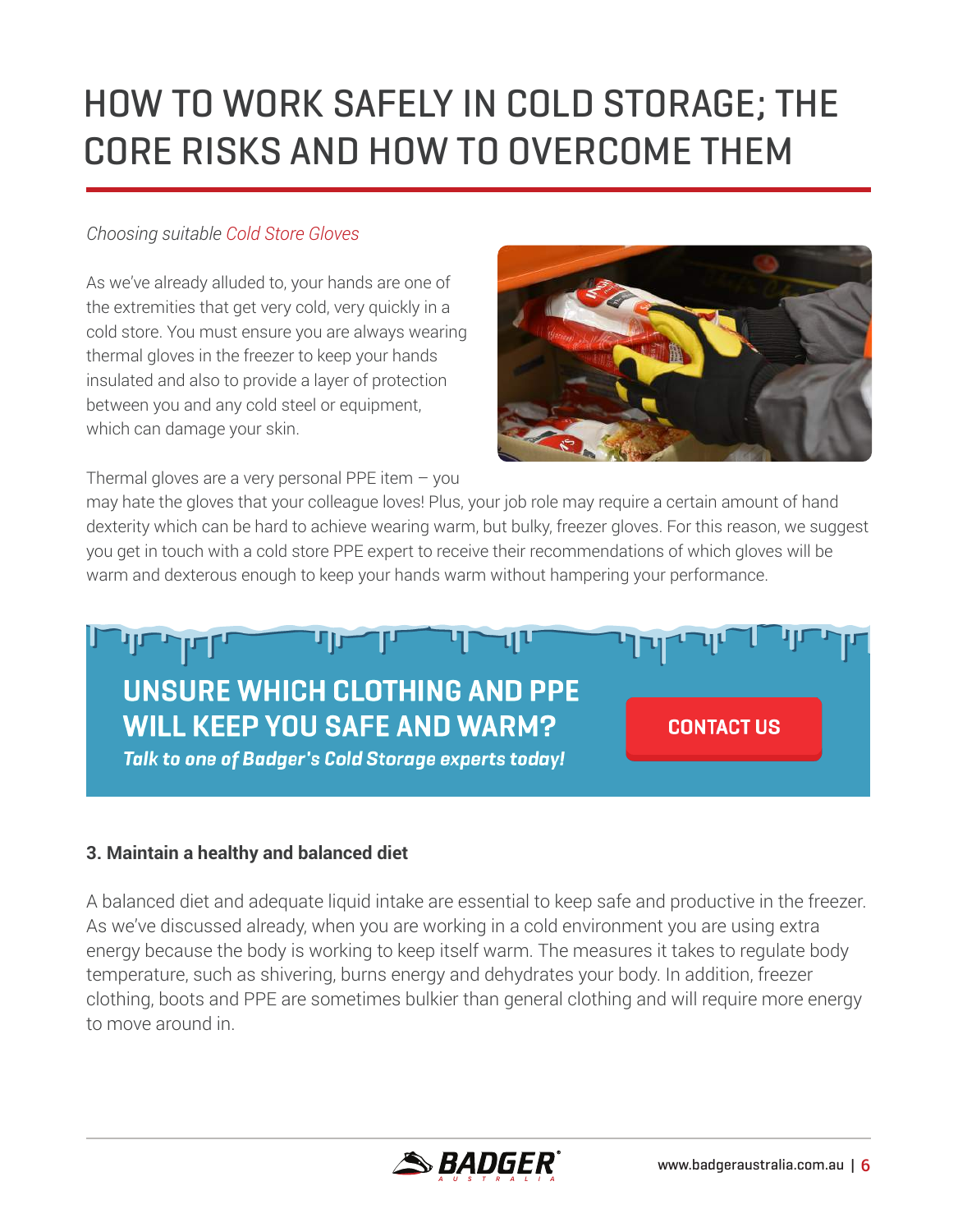# HOW TO WORK SAFELY IN COLD STORAGE; THE CORE RISKS AND HOW TO OVERCOME THEM

*Choosing suitable Cold Store Gloves*

As we've already alluded to, your hands are one of the extremities that get very cold, very quickly in a cold store. You must ensure you are always wearing thermal gloves in the freezer to keep your hands insulated and also to provide a layer of protection between you and any cold steel or equipment, which can damage your skin.

Thermal gloves are a very personal PPE item – you may hate the gloves that your colleague loves! Plus, your job role may require a certain amount of hand dexterity which can be hard to achieve wearing warm, but bulky, freezer gloves. For this reason, we suggest you get in touch with a cold store PPE expert to receive their recommendations of which gloves will be warm and dexterous enough to keep your hands warm without hampering your performance.

**UNSURE WHICH CLOTHING AND PPE WILL KEEP YOU SAFE AND WARM?**

***Talk to one of Badger's Cold Storage experts today!***

**CONTACT US**

### 3. Maintain a healthy and balanced diet

A balanced diet and adequate liquid intake are essential to keep safe and productive in the freezer. As we've discussed already, when you are working in a cold environment you are using extra energy because the body is working to keep itself warm. The measures it takes to regulate body temperature, such as shivering, burns energy and dehydrates your body. In addition, freezer clothing, boots and PPE are sometimes bulkier than general clothing and will require more energy to move around in.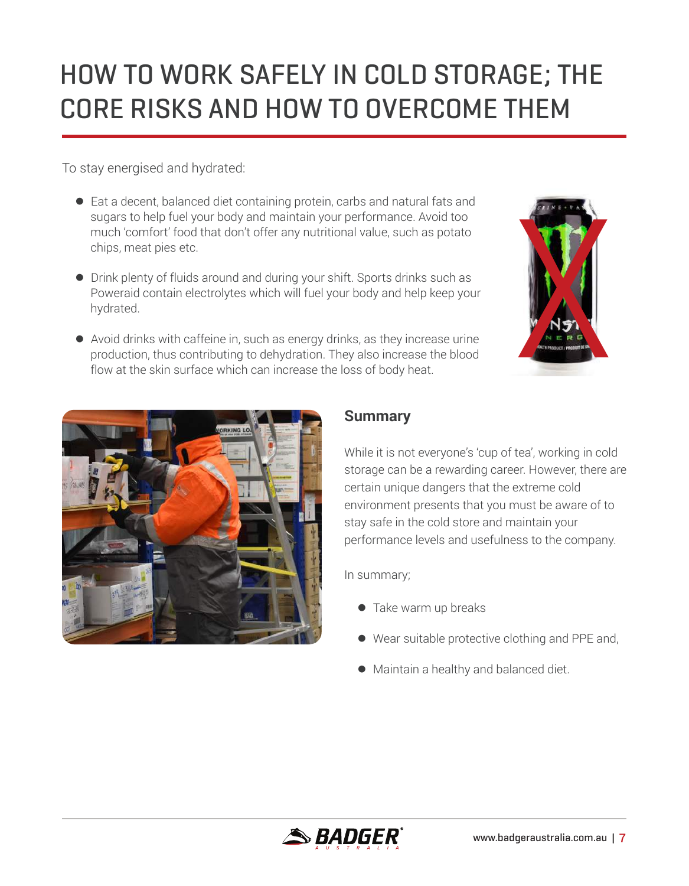# HOW TO WORK SAFELY IN COLD STORAGE; THE CORE RISKS AND HOW TO OVERCOME THEM

To stay energised and hydrated:

- Eat a decent, balanced diet containing protein, carbs and natural fats and sugars to help fuel your body and maintain your performance. Avoid too much 'comfort' food that don't offer any nutritional value, such as potato chips, meat pies etc.
- Drink plenty of fluids around and during your shift. Sports drinks such as Poweraid contain electrolytes which will fuel your body and help keep your hydrated.
- Avoid drinks with caffeine in, such as energy drinks, as they increase urine production, thus contributing to dehydration. They also increase the blood flow at the skin surface which can increase the loss of body heat.

## Summary

While it is not everyone's 'cup of tea', working in cold storage can be a rewarding career. However, there are certain unique dangers that the extreme cold environment presents that you must be aware of to stay safe in the cold store and maintain your performance levels and usefulness to the company.

In summary;

- Take warm up breaks
- Wear suitable protective clothing and PPE and,
- Maintain a healthy and balanced diet.